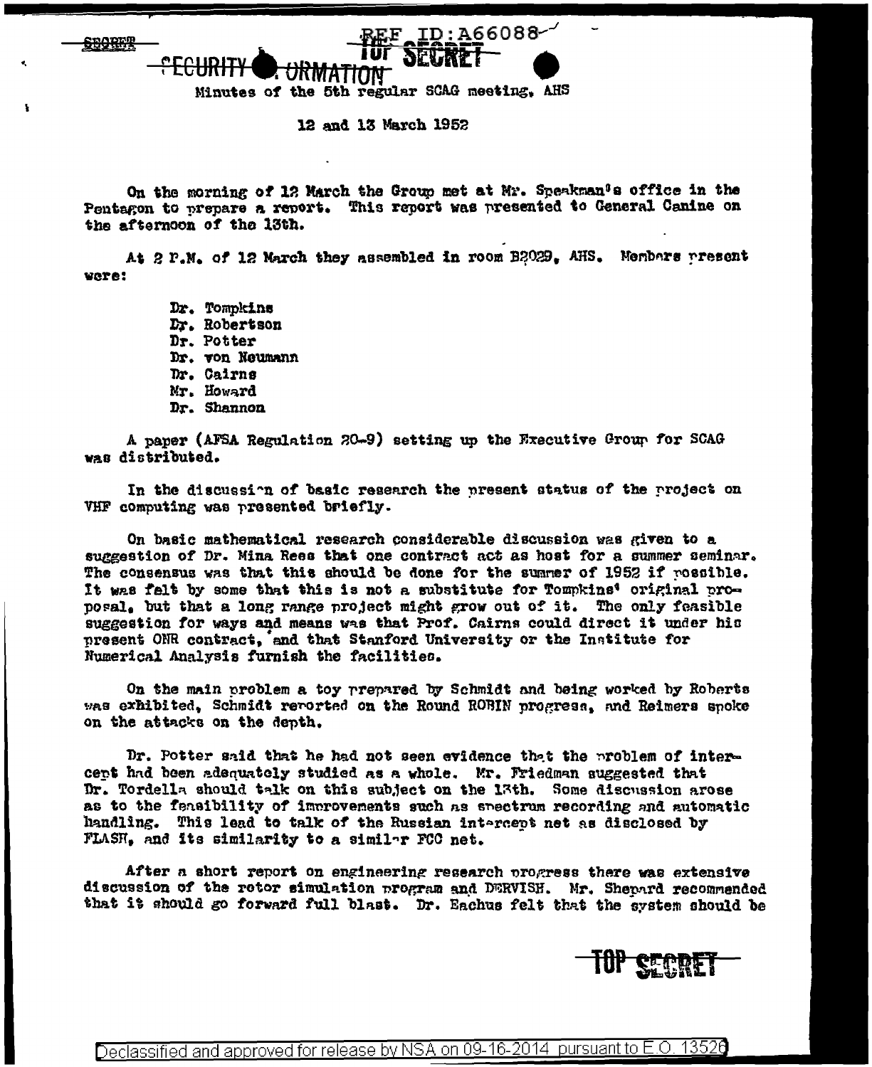Minutes of the 5th regular SCAG meeting, AHS

12 and 13 March 1952

On the morning of 12 March the Group met at Mr. Speakman's office in the Pentagon to prepare a report. This report was presented to General Canine on the afternoon of the 13th.

At 2 P.M. of 12 March they assembled in room B2029, AHS. Members present were:

- Dr. Tompkins
- Dr. Robertson
- Dr. Potter
- Dr. von Neumann
- Dr. Cairns
- Mr. Howard
- Dr. Shannon

A paper (AFSA Regulation 20-9) setting up the Executive Group for SCAG was distributed.

In the discussion of basic research the present status of the project on VHF computing was presented briefly.

On basic mathematical research considerable discussion was given to a suggestion of Dr. Mina Rees that one contract act as host for a summer seminar. The consensus was that this should be done for the summer of 1952 if possible. It was felt by some that this is not a substitute for Tompkins' original proposal, but that a long range project might grow out of it. The only feasible suggestion for ways and means was that Prof. Cairns could direct it under his present ONR contract, and that Stanford University or the Institute for Numerical Analysis furnish the facilities.

On the main problem a toy prepared by Schmidt and being worked by Roberts was exhibited, Schmidt reported on the Round ROBIN progress, and Reimers spoke on the attacks on the depth.

Dr. Potter said that he had not seen evidence that the problem of intercept had been adequately studied as a whole. Mr. Friedman suggested that Dr. Tordella should talk on this subject on the 13th. Some discussion arose as to the feasibility of improvements such as spectrum recording and automatic handling. This lead to talk of the Russian intercept net as disclosed by FLASH, and its similarity to a similar FCC net.

After a short report on engineering research progress there was extensive discussion of the rotor simulation program and DERVISH. Mr. Shepard recommended that it should go forward full blast. Dr. Eachus felt that the system should be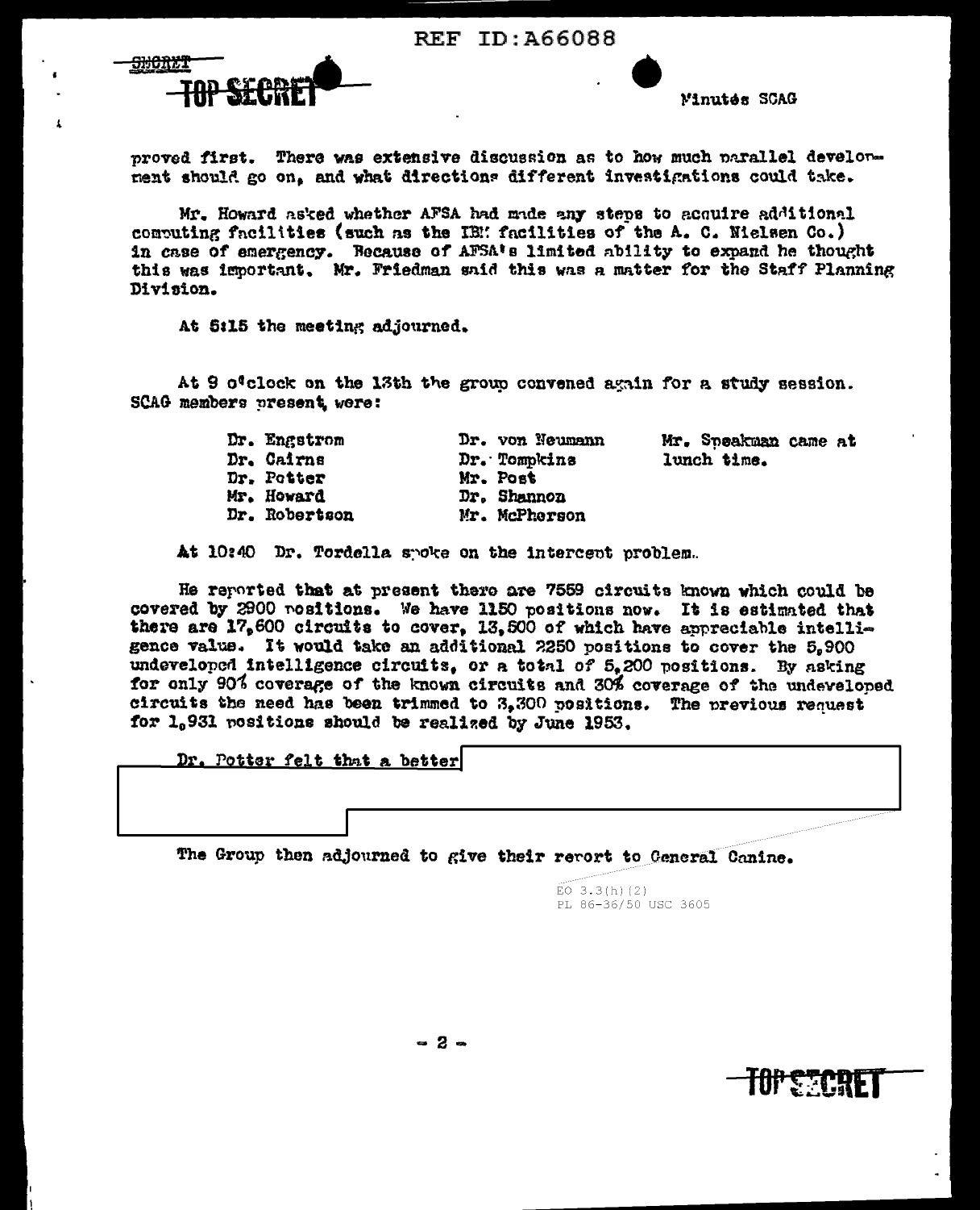proved first. There was extensive discussion as to how much parallel development should go on, and what directions different investigations could take.

Mr. Howard asked whether AFSA had made any steps to acquire additional computing facilities (such as the IBM facilities of the A. C. Nielsen Co.) in case of emergency. Because of AFSA's limited ability to expand he thought this was important. Mr. Friedman said this was a matter for the Staff Planning Division.

At 5:15 the meeting adjourned.

At 9 o'clock on the 13th the group convened again for a study session. SCAG members present were:

| | | |
|---|---|---|
| Dr. Engstrom | Dr. von Neumann | Mr. Speakman came at lunch time. |
| Dr. Cairns | Dr. Tompkins | |
| Dr. Potter | Mr. Post | |
| Mr. Howard | Dr. Shannon | |
| Dr. Robertson | Mr. McPherson | |

At 10:40 Dr. Tordella spoke on the intercept problem.

He reported that at present there are 7559 circuits known which could be covered by 2900 positions. We have 1150 positions now. It is estimated that there are 17,600 circuits to cover, 13,500 of which have appreciable intelligence value. It would take an additional 2250 positions to cover the 5,900 undeveloped intelligence circuits, or a total of 5,200 positions. By asking for only 90% coverage of the known circuits and 30% coverage of the undeveloped circuits the need has been trimmed to 3,300 positions. The previous request for 1,931 positions should be realized by June 1953.

Dr. Potter felt that a better [REDACTED]

The Group then adjourned to give their report to General Canine.

EO 3.3(h)(2)
PL 86-36/50 USC 3605